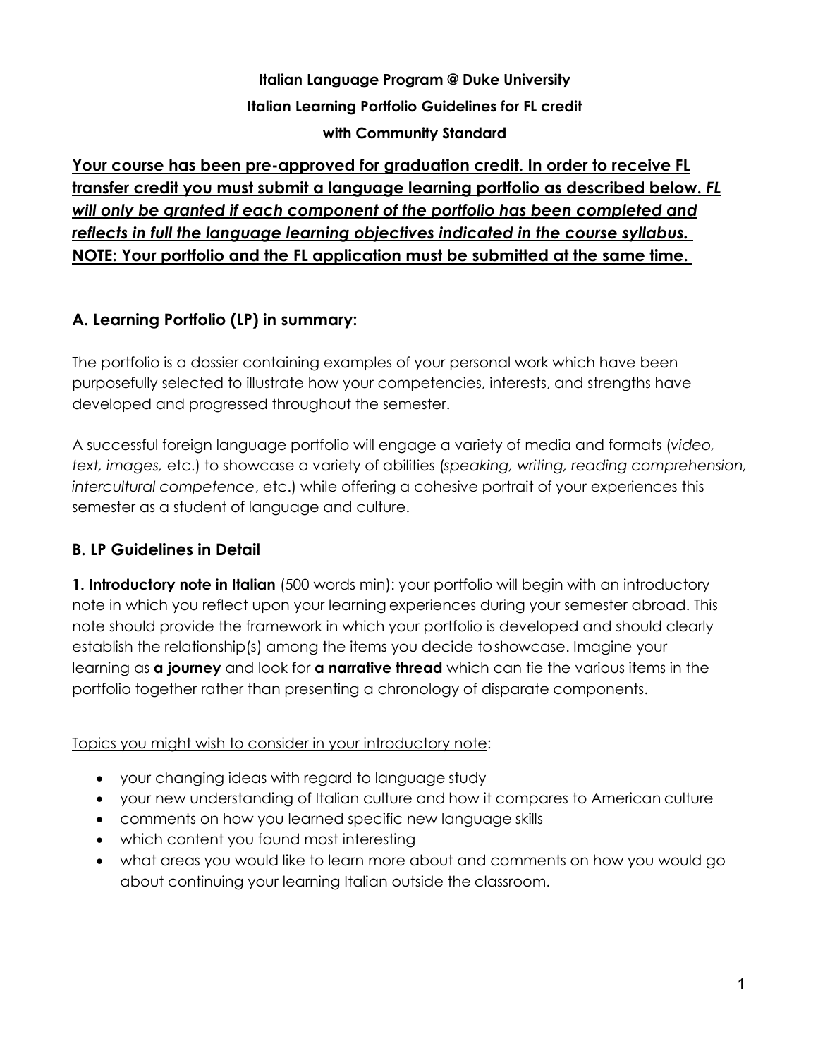**Italian Language Program @ Duke University**

**Italian Learning Portfolio Guidelines for FL credit**

**with Community Standard**

<u>**Your course has been pre-approved for graduation credit. In order to receive FL transfer credit you must submit a language learning portfolio as described below.** ***FL will only be granted if each component of the portfolio has been completed and reflects in full the language learning objectives indicated in the course syllabus.*** **NOTE: Your portfolio and the FL application must be submitted at the same time.**</u>

## A. Learning Portfolio (LP) in summary:

The portfolio is a dossier containing examples of your personal work which have been purposefully selected to illustrate how your competencies, interests, and strengths have developed and progressed throughout the semester.

A successful foreign language portfolio will engage a variety of media and formats (*video, text, images,* etc.) to showcase a variety of abilities (*speaking, writing, reading comprehension, intercultural competence*, etc.) while offering a cohesive portrait of your experiences this semester as a student of language and culture.

## B. LP Guidelines in Detail

**1. Introductory note in Italian** (500 words min): your portfolio will begin with an introductory note in which you reflect upon your learning experiences during your semester abroad. This note should provide the framework in which your portfolio is developed and should clearly establish the relationship(s) among the items you decide to showcase. Imagine your learning as **a journey** and look for **a narrative thread** which can tie the various items in the portfolio together rather than presenting a chronology of disparate components.

<u>Topics you might wish to consider in your introductory note</u>:

- your changing ideas with regard to language study
- your new understanding of Italian culture and how it compares to American culture
- comments on how you learned specific new language skills
- which content you found most interesting
- what areas you would like to learn more about and comments on how you would go about continuing your learning Italian outside the classroom.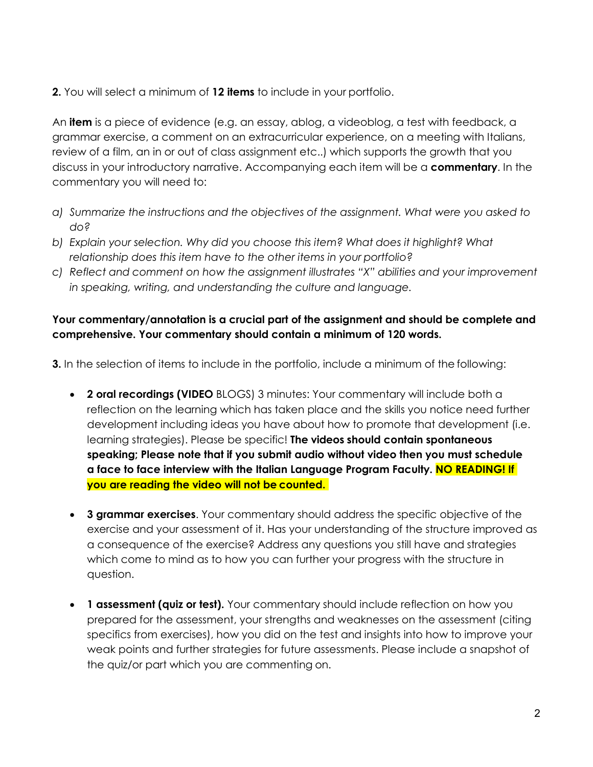**2.** You will select a minimum of **12 items** to include in your portfolio.

An **item** is a piece of evidence (e.g. an essay, ablog, a videoblog, a test with feedback, a grammar exercise, a comment on an extracurricular experience, on a meeting with Italians, review of a film, an in or out of class assignment etc..) which supports the growth that you discuss in your introductory narrative. Accompanying each item will be a **commentary**. In the commentary you will need to:

a) *Summarize the instructions and the objectives of the assignment. What were you asked to do?*
b) *Explain your selection. Why did you choose this item? What does it highlight? What relationship does this item have to the other items in your portfolio?*
c) *Reflect and comment on how the assignment illustrates "X" abilities and your improvement in speaking, writing, and understanding the culture and language.*

**Your commentary/annotation is a crucial part of the assignment and should be complete and comprehensive. Your commentary should contain a minimum of 120 words.**

**3.** In the selection of items to include in the portfolio, include a minimum of the following:

- **2 oral recordings (VIDEO** BLOGS) 3 minutes: Your commentary will include both a reflection on the learning which has taken place and the skills you notice need further development including ideas you have about how to promote that development (i.e. learning strategies). Please be specific! **The videos should contain spontaneous speaking; Please note that if you submit audio without video then you must schedule a face to face interview with the Italian Language Program Faculty. NO READING! If you are reading the video will not be counted.**

- **3 grammar exercises**. Your commentary should address the specific objective of the exercise and your assessment of it. Has your understanding of the structure improved as a consequence of the exercise? Address any questions you still have and strategies which come to mind as to how you can further your progress with the structure in question.

- **1 assessment (quiz or test).** Your commentary should include reflection on how you prepared for the assessment, your strengths and weaknesses on the assessment (citing specifics from exercises), how you did on the test and insights into how to improve your weak points and further strategies for future assessments. Please include a snapshot of the quiz/or part which you are commenting on.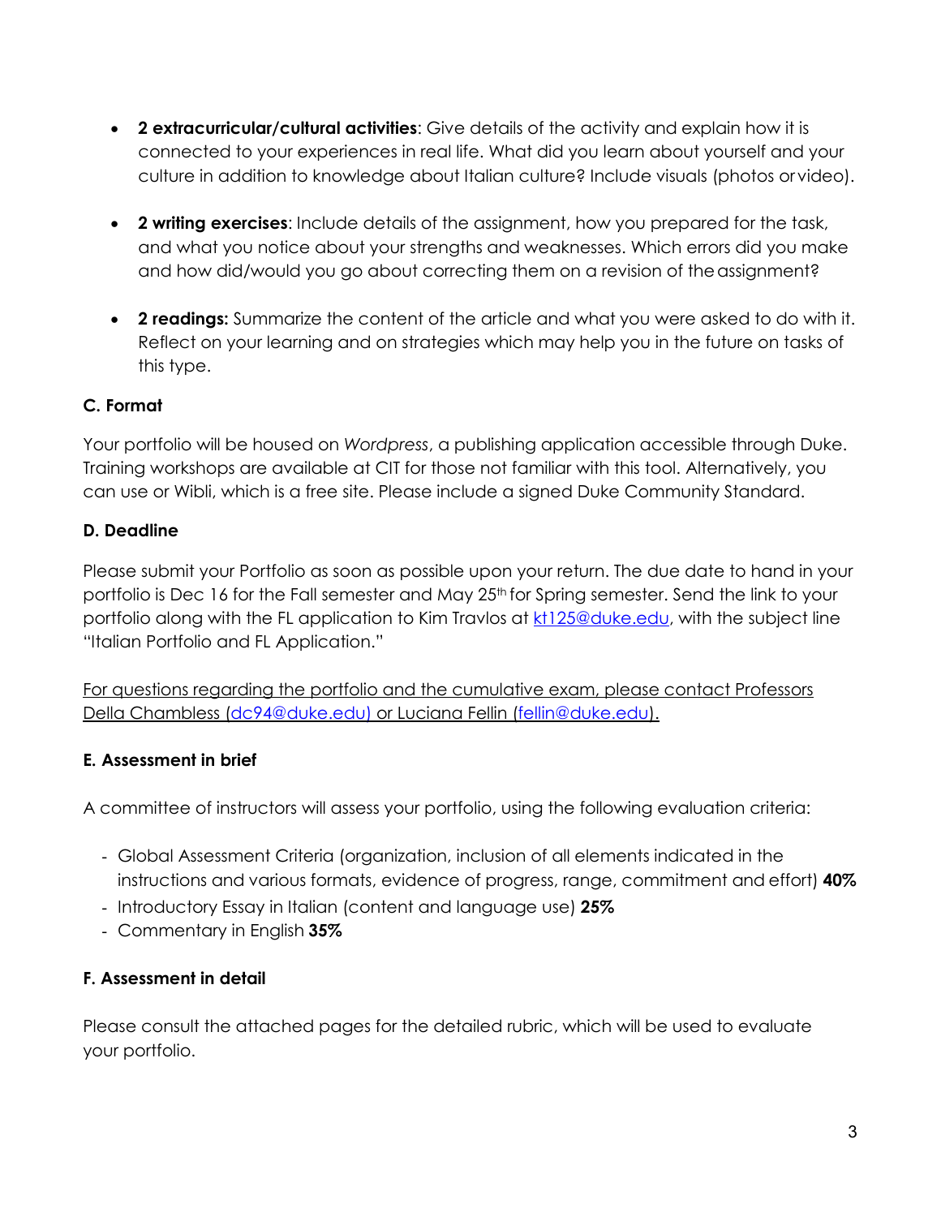- **2 extracurricular/cultural activities**: Give details of the activity and explain how it is connected to your experiences in real life. What did you learn about yourself and your culture in addition to knowledge about Italian culture? Include visuals (photos or video).
- **2 writing exercises**: Include details of the assignment, how you prepared for the task, and what you notice about your strengths and weaknesses. Which errors did you make and how did/would you go about correcting them on a revision of the assignment?
- **2 readings:** Summarize the content of the article and what you were asked to do with it. Reflect on your learning and on strategies which may help you in the future on tasks of this type.

### C. Format

Your portfolio will be housed on *Wordpress*, a publishing application accessible through Duke. Training workshops are available at CIT for those not familiar with this tool. Alternatively, you can use or Wibli, which is a free site. Please include a signed Duke Community Standard.

### D. Deadline

Please submit your Portfolio as soon as possible upon your return. The due date to hand in your portfolio is Dec 16 for the Fall semester and May 25th for Spring semester. Send the link to your portfolio along with the FL application to Kim Travlos at kt125@duke.edu, with the subject line "Italian Portfolio and FL Application."

For questions regarding the portfolio and the cumulative exam, please contact Professors Della Chambless (dc94@duke.edu) or Luciana Fellin (fellin@duke.edu).

### E. Assessment in brief

A committee of instructors will assess your portfolio, using the following evaluation criteria:

- Global Assessment Criteria (organization, inclusion of all elements indicated in the instructions and various formats, evidence of progress, range, commitment and effort) **40%**
- Introductory Essay in Italian (content and language use) **25%**
- Commentary in English **35%**

### F. Assessment in detail

Please consult the attached pages for the detailed rubric, which will be used to evaluate your portfolio.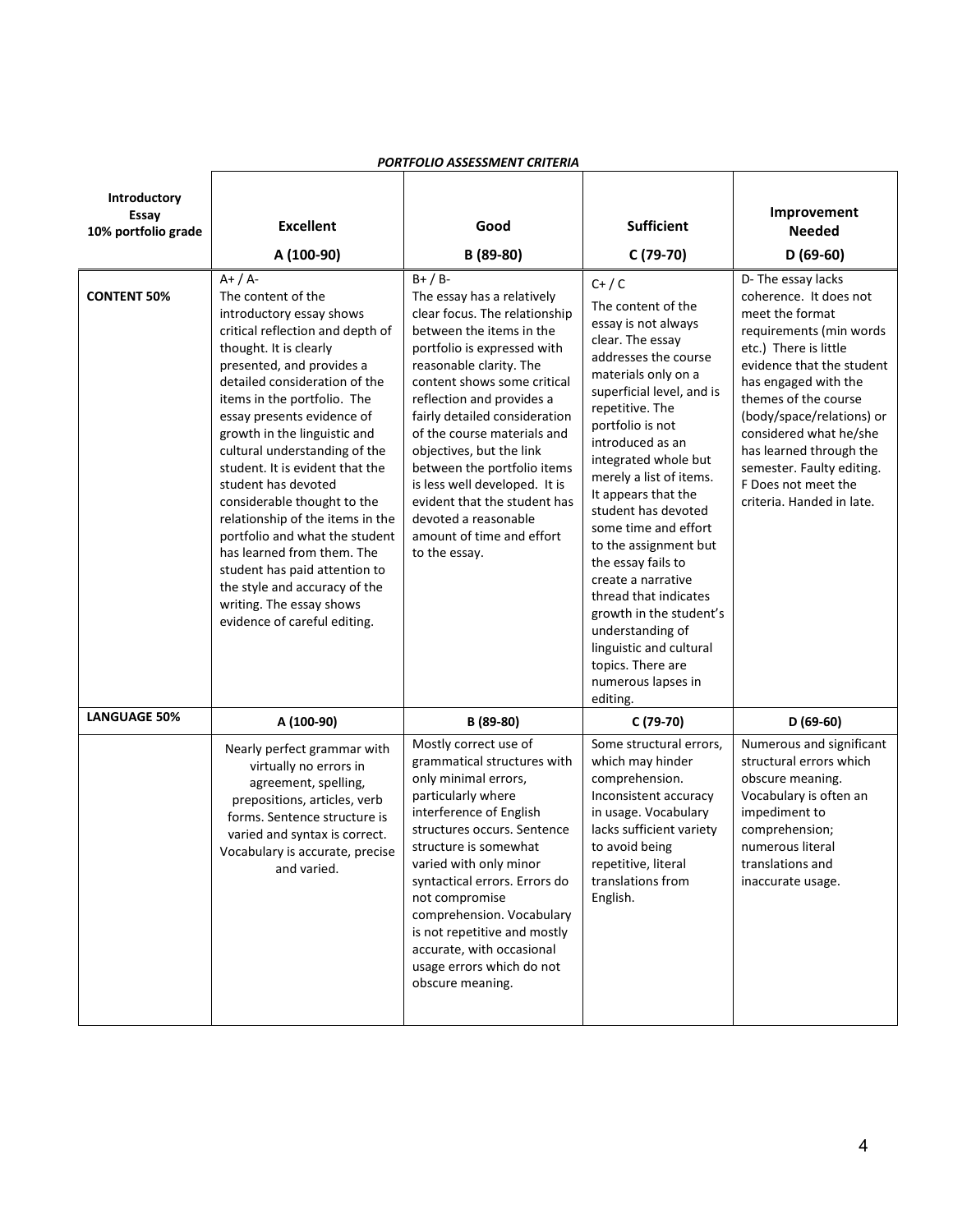***PORTFOLIO ASSESSMENT CRITERIA***

| Introductory Essay 10% portfolio grade | Excellent A (100-90) | Good B (89-80) | Sufficient C (79-70) | Improvement Needed D (69-60) |
|---|---|---|---|---|
| **CONTENT 50%** | A+ / A- The content of the introductory essay shows critical reflection and depth of thought. It is clearly presented, and provides a detailed consideration of the items in the portfolio. The essay presents evidence of growth in the linguistic and cultural understanding of the student. It is evident that the student has devoted considerable thought to the relationship of the items in the portfolio and what the student has learned from them. The student has paid attention to the style and accuracy of the writing. The essay shows evidence of careful editing. | B+ / B- The essay has a relatively clear focus. The relationship between the items in the portfolio is expressed with reasonable clarity. The content shows some critical reflection and provides a fairly detailed consideration of the course materials and objectives, but the link between the portfolio items is less well developed. It is evident that the student has devoted a reasonable amount of time and effort to the essay. | C+ / C The content of the essay is not always clear. The essay addresses the course materials only on a superficial level, and is repetitive. The portfolio is not introduced as an integrated whole but merely a list of items. It appears that the student has devoted some time and effort to the assignment but the essay fails to create a narrative thread that indicates growth in the student's understanding of linguistic and cultural topics. There are numerous lapses in editing. | D- The essay lacks coherence. It does not meet the format requirements (min words etc.) There is little evidence that the student has engaged with the themes of the course (body/space/relations) or considered what he/she has learned through the semester. Faulty editing. F Does not meet the criteria. Handed in late. |
| **LANGUAGE 50%** | **A (100-90)** | **B (89-80)** | **C (79-70)** | **D (69-60)** |
| | Nearly perfect grammar with virtually no errors in agreement, spelling, prepositions, articles, verb forms. Sentence structure is varied and syntax is correct. Vocabulary is accurate, precise and varied. | Mostly correct use of grammatical structures with only minimal errors, particularly where interference of English structures occurs. Sentence structure is somewhat varied with only minor syntactical errors. Errors do not compromise comprehension. Vocabulary is not repetitive and mostly accurate, with occasional usage errors which do not obscure meaning. | Some structural errors, which may hinder comprehension. Inconsistent accuracy in usage. Vocabulary lacks sufficient variety to avoid being repetitive, literal translations from English. | Numerous and significant structural errors which obscure meaning. Vocabulary is often an impediment to comprehension; numerous literal translations and inaccurate usage. |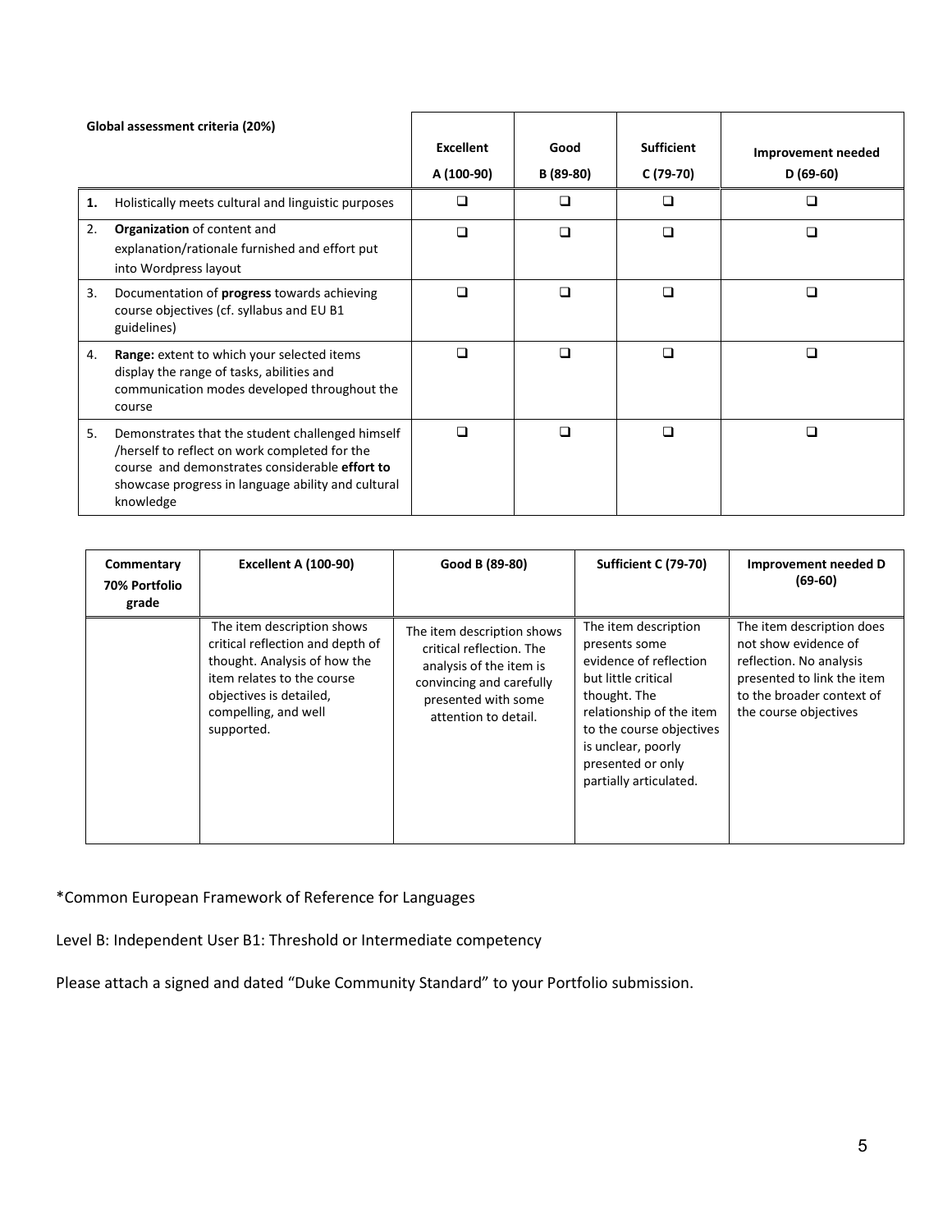| Global assessment criteria (20%) | | Excellent A (100-90) | Good B (89-80) | Sufficient C (79-70) | Improvement needed D (69-60) |
|---|---|---|---|---|---|
| **1.** | Holistically meets cultural and linguistic purposes | ❑ | ❑ | ❑ | ❑ |
| 2. | **Organization** of content and explanation/rationale furnished and effort put into Wordpress layout | ❑ | ❑ | ❑ | ❑ |
| 3. | Documentation of **progress** towards achieving course objectives (cf. syllabus and EU B1 guidelines) | ❑ | ❑ | ❑ | ❑ |
| 4. | **Range:** extent to which your selected items display the range of tasks, abilities and communication modes developed throughout the course | ❑ | ❑ | ❑ | ❑ |
| 5. | Demonstrates that the student challenged himself /herself to reflect on work completed for the course and demonstrates considerable **effort to** showcase progress in language ability and cultural knowledge | ❑ | ❑ | ❑ | ❑ |

| Commentary 70% Portfolio grade | Excellent A (100-90) | Good B (89-80) | Sufficient C (79-70) | Improvement needed D (69-60) |
|---|---|---|---|---|
| | The item description shows critical reflection and depth of thought. Analysis of how the item relates to the course objectives is detailed, compelling, and well supported. | The item description shows critical reflection. The analysis of the item is convincing and carefully presented with some attention to detail. | The item description presents some evidence of reflection but little critical thought. The relationship of the item to the course objectives is unclear, poorly presented or only partially articulated. | The item description does not show evidence of reflection. No analysis presented to link the item to the broader context of the course objectives |

*Common European Framework of Reference for Languages

Level B: Independent User B1: Threshold or Intermediate competency

Please attach a signed and dated "Duke Community Standard" to your Portfolio submission.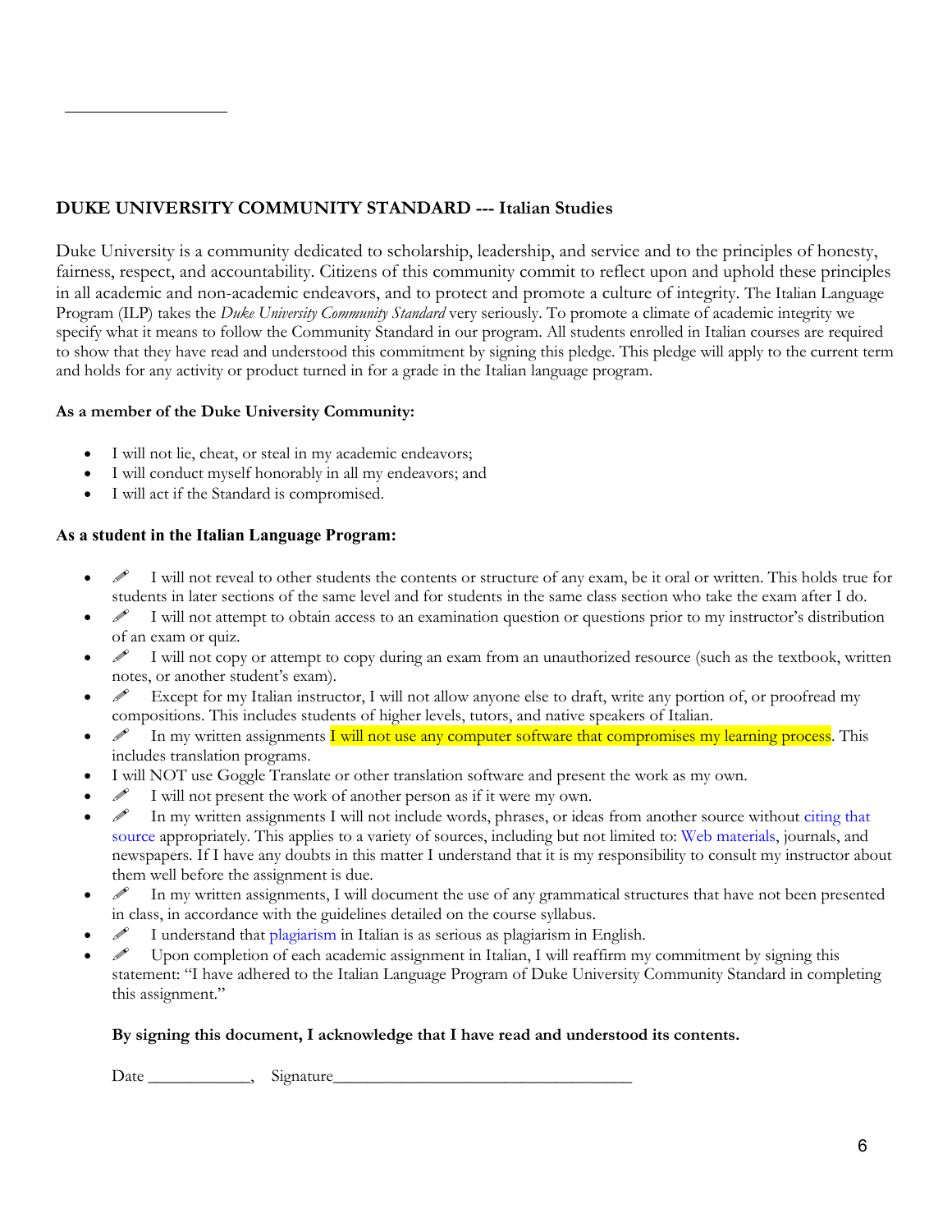## DUKE UNIVERSITY COMMUNITY STANDARD --- Italian Studies

Duke University is a community dedicated to scholarship, leadership, and service and to the principles of honesty, fairness, respect, and accountability. Citizens of this community commit to reflect upon and uphold these principles in all academic and non-academic endeavors, and to protect and promote a culture of integrity. The Italian Language Program (ILP) takes the *Duke University Community Standard* very seriously. To promote a climate of academic integrity we specify what it means to follow the Community Standard in our program. All students enrolled in Italian courses are required to show that they have read and understood this commitment by signing this pledge. This pledge will apply to the current term and holds for any activity or product turned in for a grade in the Italian language program.

**As a member of the Duke University Community:**

- I will not lie, cheat, or steal in my academic endeavors;
- I will conduct myself honorably in all my endeavors; and
- I will act if the Standard is compromised.

**As a student in the Italian Language Program:**

- ✐ I will not reveal to other students the contents or structure of any exam, be it oral or written. This holds true for students in later sections of the same level and for students in the same class section who take the exam after I do.
- ✐ I will not attempt to obtain access to an examination question or questions prior to my instructor's distribution of an exam or quiz.
- ✐ I will not copy or attempt to copy during an exam from an unauthorized resource (such as the textbook, written notes, or another student's exam).
- ✐ Except for my Italian instructor, I will not allow anyone else to draft, write any portion of, or proofread my compositions. This includes students of higher levels, tutors, and native speakers of Italian.
- ✐ In my written assignments I will not use any computer software that compromises my learning process. This includes translation programs.
- I will NOT use Goggle Translate or other translation software and present the work as my own.
- ✐ I will not present the work of another person as if it were my own.
- ✐ In my written assignments I will not include words, phrases, or ideas from another source without citing that source appropriately. This applies to a variety of sources, including but not limited to: Web materials, journals, and newspapers. If I have any doubts in this matter I understand that it is my responsibility to consult my instructor about them well before the assignment is due.
- ✐ In my written assignments, I will document the use of any grammatical structures that have not been presented in class, in accordance with the guidelines detailed on the course syllabus.
- ✐ I understand that plagiarism in Italian is as serious as plagiarism in English.
- ✐ Upon completion of each academic assignment in Italian, I will reaffirm my commitment by signing this statement: "I have adhered to the Italian Language Program of Duke University Community Standard in completing this assignment."

**By signing this document, I acknowledge that I have read and understood its contents.**

Date ____________, Signature___________________________________